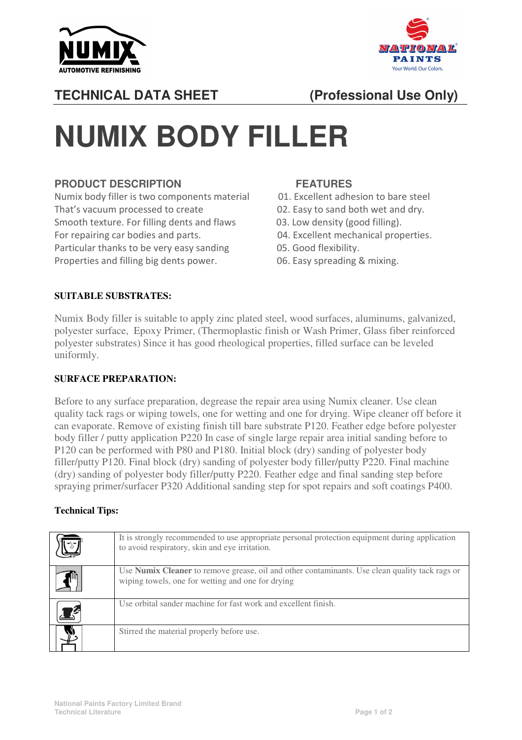## TECHNICAL DATA SHEET (Professional Use Only)

# NUMIX BODY FILLER

### PRODUCT DESCRIPTION

Numix body filler is two components material That's vacuum processed to create Smooth texture. For filling dents and flaws For repairing car bodies and parts. Particular thanks to be very easy sanding Properties and filling big dents power.

### FEATURES

01. Excellent adhesion to bare steel
02. Easy to sand both wet and dry.
03. Low density (good filling).
04. Excellent mechanical properties.
05. Good flexibility.
06. Easy spreading & mixing.

**SUITABLE SUBSTRATES:**

Numix Body filler is suitable to apply zinc plated steel, wood surfaces, aluminums, galvanized, polyester surface, Epoxy Primer, (Thermoplastic finish or Wash Primer, Glass fiber reinforced polyester substrates) Since it has good rheological properties, filled surface can be leveled uniformly.

**SURFACE PREPARATION:**

Before to any surface preparation, degrease the repair area using Numix cleaner. Use clean quality tack rags or wiping towels, one for wetting and one for drying. Wipe cleaner off before it can evaporate. Remove of existing finish till bare substrate P120. Feather edge before polyester body filler / putty application P220 In case of single large repair area initial sanding before to P120 can be performed with P80 and P180. Initial block (dry) sanding of polyester body filler/putty P120. Final block (dry) sanding of polyester body filler/putty P220. Final machine (dry) sanding of polyester body filler/putty P220. Feather edge and final sanding step before spraying primer/surfacer P320 Additional sanding step for spot repairs and soft coatings P400.

**Technical Tips:**

| | |
|---|---|
| | It is strongly recommended to use appropriate personal protection equipment during application to avoid respiratory, skin and eye irritation. |
| | Use **Numix Cleaner** to remove grease, oil and other contaminants. Use clean quality tack rags or wiping towels, one for wetting and one for drying |
| | Use orbital sander machine for fast work and excellent finish. |
| | Stirred the material properly before use. |

National Paints Factory Limited Brand
Technical Literature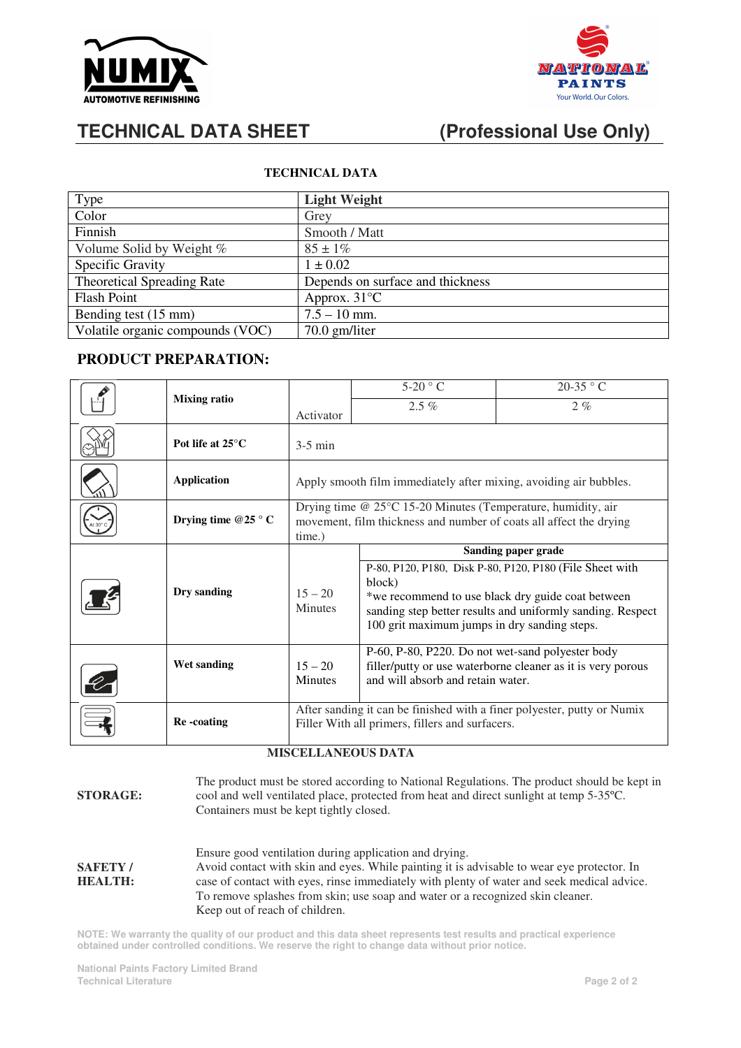NUMIX AUTOMOTIVE REFINISHING

NATIONAL PAINTS
Your World. Our Colors.

# TECHNICAL DATA SHEET (Professional Use Only)

## TECHNICAL DATA

| | |
|---|---|
| Type | **Light Weight** |
| Color | Grey |
| Finnish | Smooth / Matt |
| Volume Solid by Weight % | 85 ± 1% |
| Specific Gravity | 1 ± 0.02 |
| Theoretical Spreading Rate | Depends on surface and thickness |
| Flash Point | Approx. 31°C |
| Bending test (15 mm) | 7.5 – 10 mm. |
| Volatile organic compounds (VOC) | 70.0 gm/liter |

## PRODUCT PREPARATION:

| | | | | |
|---|---|---|---|---|
| **Mixing ratio** | Activator | 5-20 ° C | 20-35 ° C | |
| | | 2.5 % | 2 % | |
| **Pot life at 25°C** | 3-5 min | | | |
| **Application** | Apply smooth film immediately after mixing, avoiding air bubbles. | | | |
| **Drying time @25 ° C** | Drying time @ 25°C 15-20 Minutes (Temperature, humidity, air movement, film thickness and number of coats all affect the drying time.) | | | |
| | | **Sanding paper grade** | | |
| **Dry sanding** | 15 – 20 Minutes | P-80, P120, P180, Disk P-80, P120, P180 (File Sheet with block) *we recommend to use black dry guide coat between sanding step better results and uniformly sanding. Respect 100 grit maximum jumps in dry sanding steps. | | |
| **Wet sanding** | 15 – 20 Minutes | P-60, P-80, P220. Do not wet-sand polyester body filler/putty or use waterborne cleaner as it is very porous and will absorb and retain water. | | |
| **Re -coating** | After sanding it can be finished with a finer polyester, putty or Numix Filler With all primers, fillers and surfacers. | | | |

## MISCELLANEOUS DATA

**STORAGE:** The product must be stored according to National Regulations. The product should be kept in cool and well ventilated place, protected from heat and direct sunlight at temp 5-35ºC. Containers must be kept tightly closed.

**SAFETY / HEALTH:** Ensure good ventilation during application and drying.
Avoid contact with skin and eyes. While painting it is advisable to wear eye protector. In case of contact with eyes, rinse immediately with plenty of water and seek medical advice.
To remove splashes from skin; use soap and water or a recognized skin cleaner.
Keep out of reach of children.

NOTE: We warranty the quality of our product and this data sheet represents test results and practical experience obtained under controlled conditions. We reserve the right to change data without prior notice.

National Paints Factory Limited Brand
Technical Literature